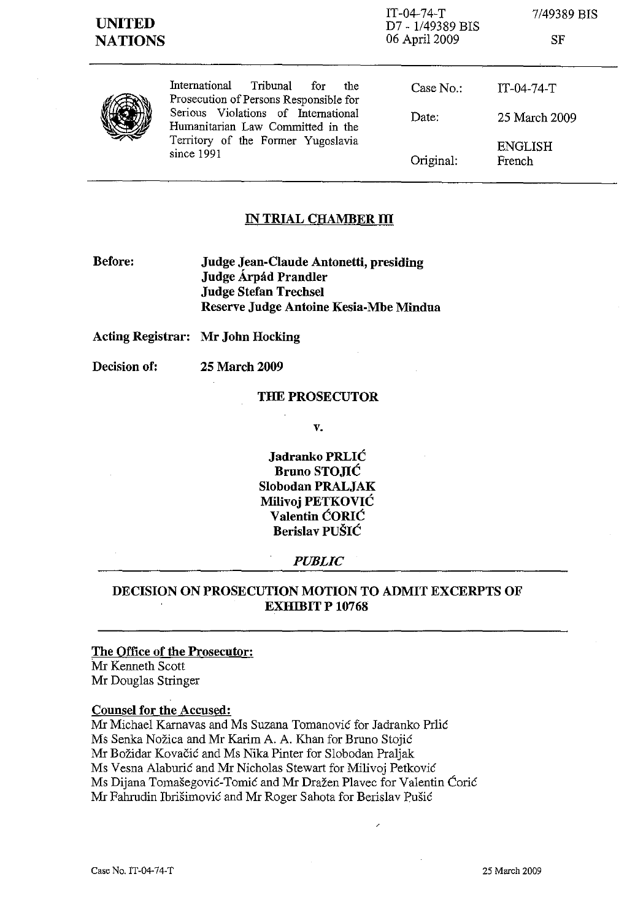**UNITED NATIONS**

IT-04-74-T
D7 - 1/49389 BIS
06 April 2009

7/49389 BIS

SF

International Tribunal for the Prosecution of Persons Responsible for Serious Violations of International Humanitarian Law Committed in the Territory of the Former Yugoslavia since 1991

| | |
|---|---|
| Case No.: | IT-04-74-T |
| Date: | 25 March 2009 |
| Original: | ENGLISH French |

## IN TRIAL CHAMBER III

**Before:** **Judge Jean-Claude Antonetti, presiding**
**Judge Árpád Prandler**
**Judge Stefan Trechsel**
**Reserve Judge Antoine Kesia-Mbe Mindua**

**Acting Registrar:** **Mr John Hocking**

**Decision of:** **25 March 2009**

**THE PROSECUTOR**

**v.**

**Jadranko PRLIĆ**
**Bruno STOJIĆ**
**Slobodan PRALJAK**
**Milivoj PETKOVIĆ**
**Valentin ĆORIĆ**
**Berislav PUŠIĆ**

***PUBLIC***

## DECISION ON PROSECUTION MOTION TO ADMIT EXCERPTS OF EXHIBIT P 10768

**The Office of the Prosecutor:**
Mr Kenneth Scott
Mr Douglas Stringer

**Counsel for the Accused:**
Mr Michael Karnavas and Ms Suzana Tomanović for Jadranko Prlić
Ms Senka Nožica and Mr Karim A. A. Khan for Bruno Stojić
Mr Božidar Kovačić and Ms Nika Pinter for Slobodan Praljak
Ms Vesna Alaburić and Mr Nicholas Stewart for Milivoj Petković
Ms Dijana Tomašegović-Tomić and Mr Dražen Plavec for Valentin Ćorić
Mr Fahrudin Ibrišimović and Mr Roger Sahota for Berislav Pušić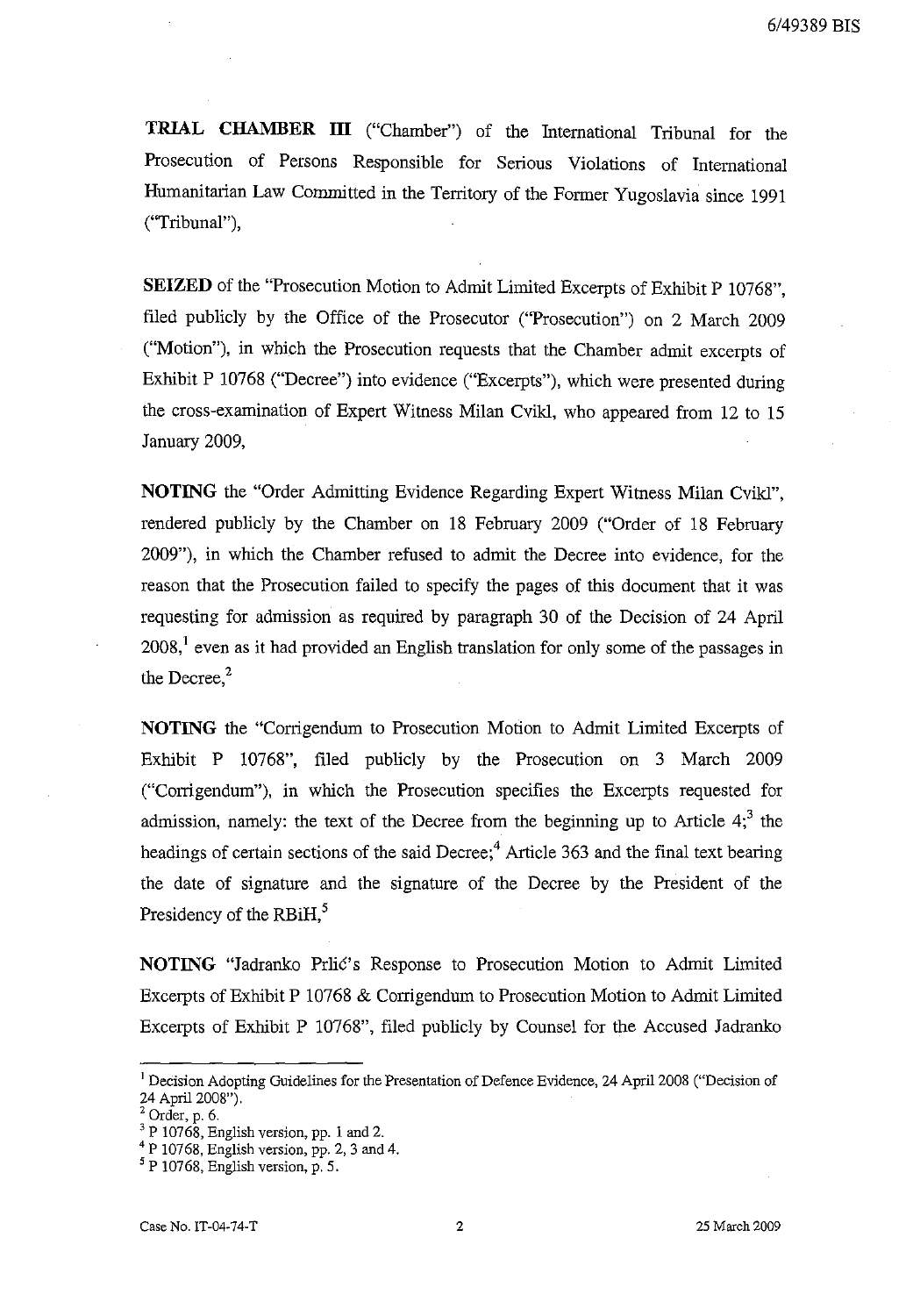**TRIAL CHAMBER III** ("Chamber") of the International Tribunal for the Prosecution of Persons Responsible for Serious Violations of International Humanitarian Law Committed in the Territory of the Former Yugoslavia since 1991 ("Tribunal"),

**SEIZED** of the "Prosecution Motion to Admit Limited Excerpts of Exhibit P 10768", filed publicly by the Office of the Prosecutor ("Prosecution") on 2 March 2009 ("Motion"), in which the Prosecution requests that the Chamber admit excerpts of Exhibit P 10768 ("Decree") into evidence ("Excerpts"), which were presented during the cross-examination of Expert Witness Milan Cvikl, who appeared from 12 to 15 January 2009,

**NOTING** the "Order Admitting Evidence Regarding Expert Witness Milan Cvikl", rendered publicly by the Chamber on 18 February 2009 ("Order of 18 February 2009"), in which the Chamber refused to admit the Decree into evidence, for the reason that the Prosecution failed to specify the pages of this document that it was requesting for admission as required by paragraph 30 of the Decision of 24 April 2008,[1] even as it had provided an English translation for only some of the passages in the Decree,[2]

**NOTING** the "Corrigendum to Prosecution Motion to Admit Limited Excerpts of Exhibit P 10768", filed publicly by the Prosecution on 3 March 2009 ("Corrigendum"), in which the Prosecution specifies the Excerpts requested for admission, namely: the text of the Decree from the beginning up to Article 4;[3] the headings of certain sections of the said Decree;[4] Article 363 and the final text bearing the date of signature and the signature of the Decree by the President of the Presidency of the RBiH,[5]

**NOTING** "Jadranko Prlić's Response to Prosecution Motion to Admit Limited Excerpts of Exhibit P 10768 & Corrigendum to Prosecution Motion to Admit Limited Excerpts of Exhibit P 10768", filed publicly by Counsel for the Accused Jadranko

---

[1] Decision Adopting Guidelines for the Presentation of Defence Evidence, 24 April 2008 ("Decision of 24 April 2008").

[2] Order, p. 6.

[3] P 10768, English version, pp. 1 and 2.

[4] P 10768, English version, pp. 2, 3 and 4.

[5] P 10768, English version, p. 5.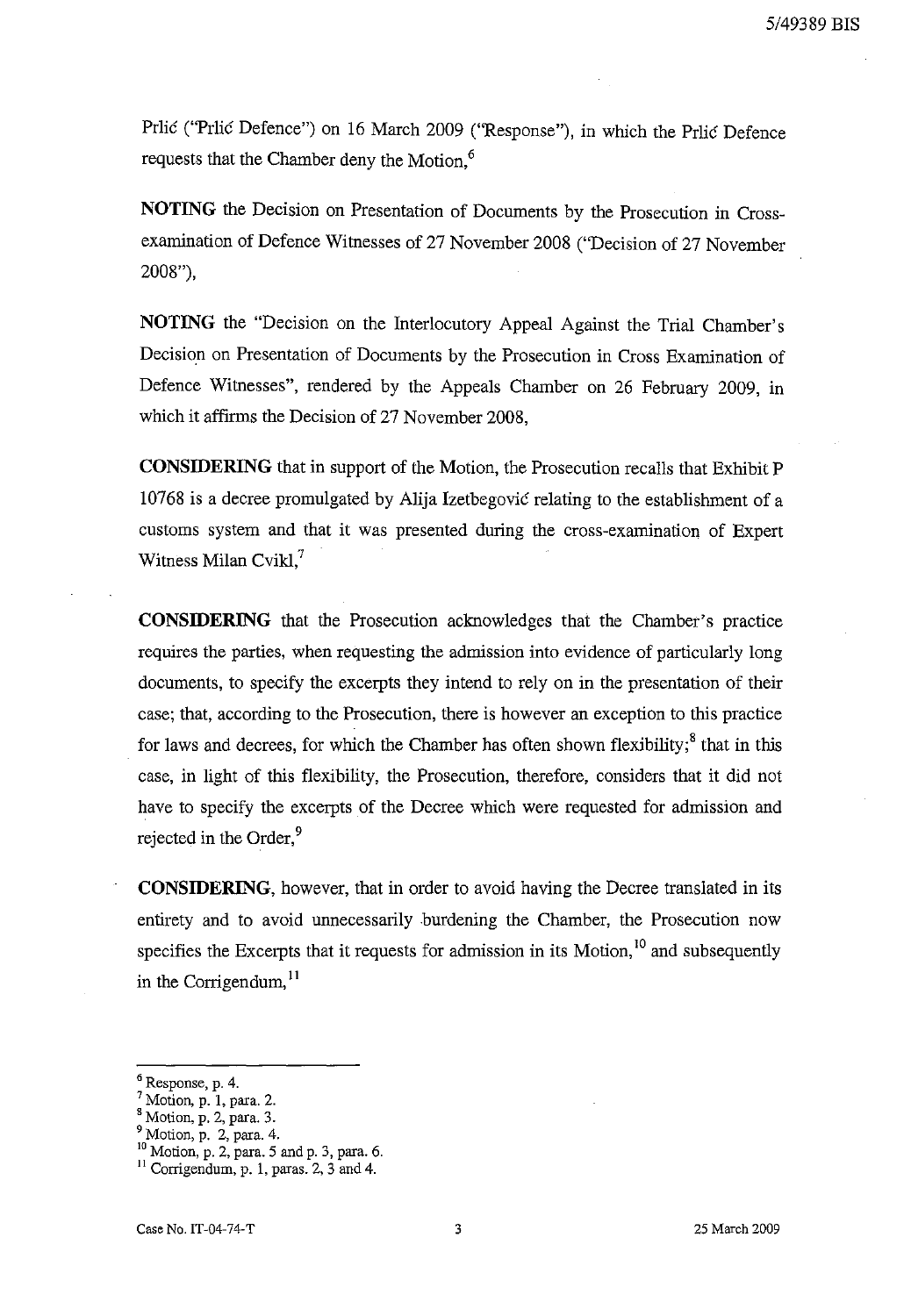Prlić ("Prlić Defence") on 16 March 2009 ("Response"), in which the Prlić Defence requests that the Chamber deny the Motion,[6]

**NOTING** the Decision on Presentation of Documents by the Prosecution in Cross-examination of Defence Witnesses of 27 November 2008 ("Decision of 27 November 2008"),

**NOTING** the "Decision on the Interlocutory Appeal Against the Trial Chamber's Decision on Presentation of Documents by the Prosecution in Cross Examination of Defence Witnesses", rendered by the Appeals Chamber on 26 February 2009, in which it affirms the Decision of 27 November 2008,

**CONSIDERING** that in support of the Motion, the Prosecution recalls that Exhibit P 10768 is a decree promulgated by Alija Izetbegović relating to the establishment of a customs system and that it was presented during the cross-examination of Expert Witness Milan Cvikl,[7]

**CONSIDERING** that the Prosecution acknowledges that the Chamber's practice requires the parties, when requesting the admission into evidence of particularly long documents, to specify the excerpts they intend to rely on in the presentation of their case; that, according to the Prosecution, there is however an exception to this practice for laws and decrees, for which the Chamber has often shown flexibility;[8] that in this case, in light of this flexibility, the Prosecution, therefore, considers that it did not have to specify the excerpts of the Decree which were requested for admission and rejected in the Order,[9]

**CONSIDERING**, however, that in order to avoid having the Decree translated in its entirety and to avoid unnecessarily burdening the Chamber, the Prosecution now specifies the Excerpts that it requests for admission in its Motion,[10] and subsequently in the Corrigendum,[11]

---

[6] Response, p. 4.
[7] Motion, p. 1, para. 2.
[8] Motion, p. 2, para. 3.
[9] Motion, p. 2, para. 4.
[10] Motion, p. 2, para. 5 and p. 3, para. 6.
[11] Corrigendum, p. 1, paras. 2, 3 and 4.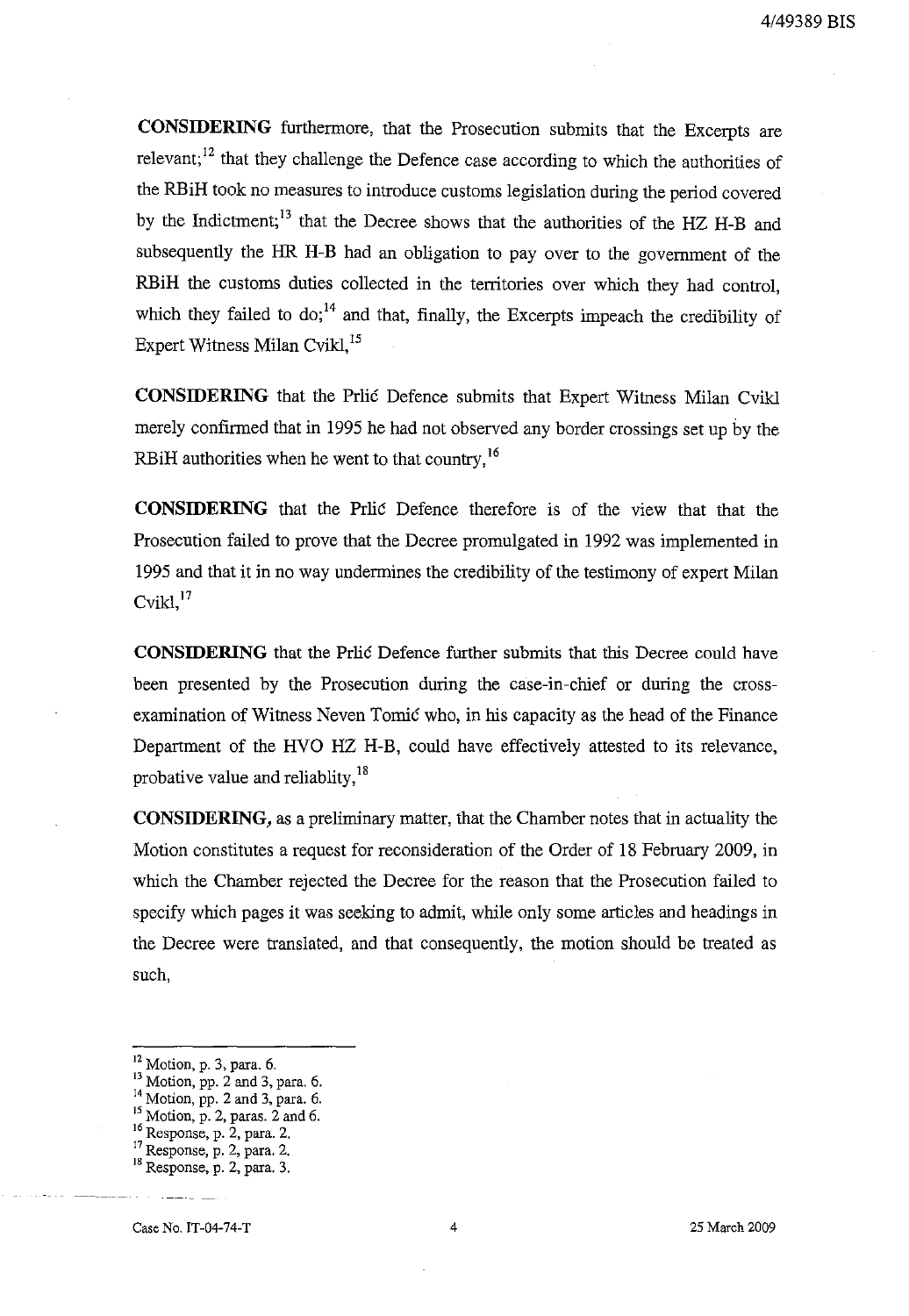**CONSIDERING** furthermore, that the Prosecution submits that the Excerpts are relevant;[12] that they challenge the Defence case according to which the authorities of the RBiH took no measures to introduce customs legislation during the period covered by the Indictment;[13] that the Decree shows that the authorities of the HZ H-B and subsequently the HR H-B had an obligation to pay over to the government of the RBiH the customs duties collected in the territories over which they had control, which they failed to do;[14] and that, finally, the Excerpts impeach the credibility of Expert Witness Milan Cvikl,[15]

**CONSIDERING** that the Prlić Defence submits that Expert Witness Milan Cvikl merely confirmed that in 1995 he had not observed any border crossings set up by the RBiH authorities when he went to that country,[16]

**CONSIDERING** that the Prlić Defence therefore is of the view that that the Prosecution failed to prove that the Decree promulgated in 1992 was implemented in 1995 and that it in no way undermines the credibility of the testimony of expert Milan Cvikl,[17]

**CONSIDERING** that the Prlić Defence further submits that this Decree could have been presented by the Prosecution during the case-in-chief or during the cross-examination of Witness Neven Tomić who, in his capacity as the head of the Finance Department of the HVO HZ H-B, could have effectively attested to its relevance, probative value and reliablity,[18]

**CONSIDERING,** as a preliminary matter, that the Chamber notes that in actuality the Motion constitutes a request for reconsideration of the Order of 18 February 2009, in which the Chamber rejected the Decree for the reason that the Prosecution failed to specify which pages it was seeking to admit, while only some articles and headings in the Decree were translated, and that consequently, the motion should be treated as such,

---

[12] Motion, p. 3, para. 6.
[13] Motion, pp. 2 and 3, para. 6.
[14] Motion, pp. 2 and 3, para. 6.
[15] Motion, p. 2, paras. 2 and 6.
[16] Response, p. 2, para. 2.
[17] Response, p. 2, para. 2.
[18] Response, p. 2, para. 3.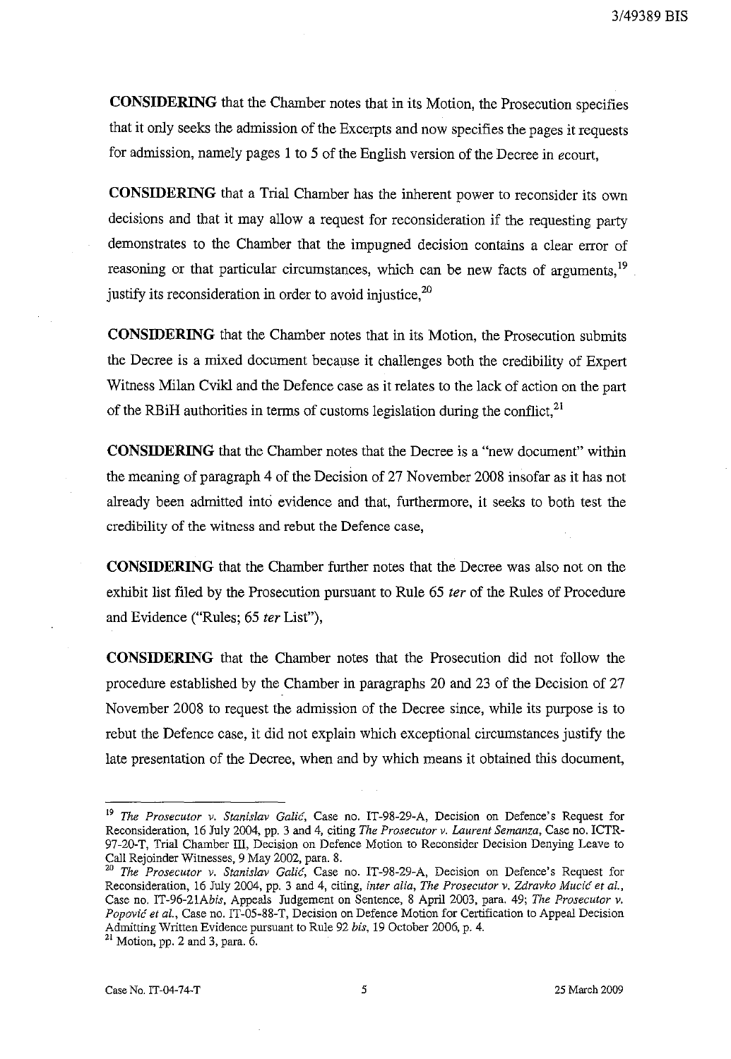**CONSIDERING** that the Chamber notes that in its Motion, the Prosecution specifies that it only seeks the admission of the Excerpts and now specifies the pages it requests for admission, namely pages 1 to 5 of the English version of the Decree in *e*court,

**CONSIDERING** that a Trial Chamber has the inherent power to reconsider its own decisions and that it may allow a request for reconsideration if the requesting party demonstrates to the Chamber that the impugned decision contains a clear error of reasoning or that particular circumstances, which can be new facts of arguments,[19] justify its reconsideration in order to avoid injustice,[20]

**CONSIDERING** that the Chamber notes that in its Motion, the Prosecution submits the Decree is a mixed document because it challenges both the credibility of Expert Witness Milan Cvikl and the Defence case as it relates to the lack of action on the part of the RBiH authorities in terms of customs legislation during the conflict,[21]

**CONSIDERING** that the Chamber notes that the Decree is a "new document" within the meaning of paragraph 4 of the Decision of 27 November 2008 insofar as it has not already been admitted into evidence and that, furthermore, it seeks to both test the credibility of the witness and rebut the Defence case,

**CONSIDERING** that the Chamber further notes that the Decree was also not on the exhibit list filed by the Prosecution pursuant to Rule 65 *ter* of the Rules of Procedure and Evidence ("Rules; 65 *ter* List"),

**CONSIDERING** that the Chamber notes that the Prosecution did not follow the procedure established by the Chamber in paragraphs 20 and 23 of the Decision of 27 November 2008 to request the admission of the Decree since, while its purpose is to rebut the Defence case, it did not explain which exceptional circumstances justify the late presentation of the Decree, when and by which means it obtained this document,

---

[19] *The Prosecutor v. Stanislav Galić*, Case no. IT-98-29-A, Decision on Defence's Request for Reconsideration, 16 July 2004, pp. 3 and 4, citing *The Prosecutor v. Laurent Semanza*, Case no. ICTR-97-20-T, Trial Chamber III, Decision on Defence Motion to Reconsider Decision Denying Leave to Call Rejoinder Witnesses, 9 May 2002, para. 8.

[20] *The Prosecutor v. Stanislav Galić*, Case no. IT-98-29-A, Decision on Defence's Request for Reconsideration, 16 July 2004, pp. 3 and 4, citing, *inter alia*, *The Prosecutor v. Zdravko Mucić et al.*, Case no. IT-96-21A*bis*, Appeals Judgement on Sentence, 8 April 2003, para. 49; *The Prosecutor v. Popović et al.*, Case no. IT-05-88-T, Decision on Defence Motion for Certification to Appeal Decision Admitting Written Evidence pursuant to Rule 92 *bis*, 19 October 2006, p. 4.

[21] Motion, pp. 2 and 3, para. 6.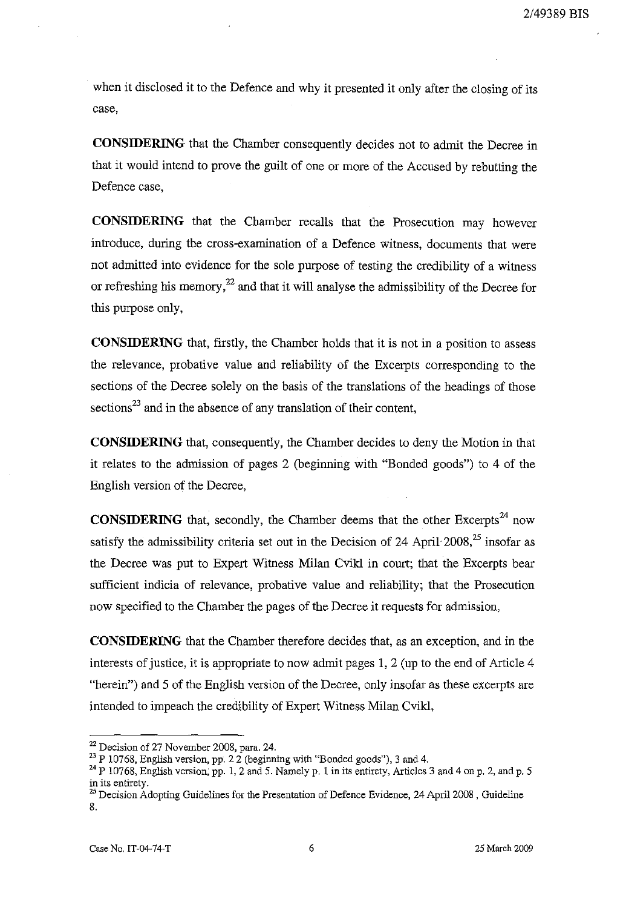when it disclosed it to the Defence and why it presented it only after the closing of its case,

**CONSIDERING** that the Chamber consequently decides not to admit the Decree in that it would intend to prove the guilt of one or more of the Accused by rebutting the Defence case,

**CONSIDERING** that the Chamber recalls that the Prosecution may however introduce, during the cross-examination of a Defence witness, documents that were not admitted into evidence for the sole purpose of testing the credibility of a witness or refreshing his memory,[22] and that it will analyse the admissibility of the Decree for this purpose only,

**CONSIDERING** that, firstly, the Chamber holds that it is not in a position to assess the relevance, probative value and reliability of the Excerpts corresponding to the sections of the Decree solely on the basis of the translations of the headings of those sections[23] and in the absence of any translation of their content,

**CONSIDERING** that, consequently, the Chamber decides to deny the Motion in that it relates to the admission of pages 2 (beginning with "Bonded goods") to 4 of the English version of the Decree,

**CONSIDERING** that, secondly, the Chamber deems that the other Excerpts[24] now satisfy the admissibility criteria set out in the Decision of 24 April 2008,[25] insofar as the Decree was put to Expert Witness Milan Cvikl in court; that the Excerpts bear sufficient indicia of relevance, probative value and reliability; that the Prosecution now specified to the Chamber the pages of the Decree it requests for admission,

**CONSIDERING** that the Chamber therefore decides that, as an exception, and in the interests of justice, it is appropriate to now admit pages 1, 2 (up to the end of Article 4 "herein") and 5 of the English version of the Decree, only insofar as these excerpts are intended to impeach the credibility of Expert Witness Milan Cvikl,

---

[22] Decision of 27 November 2008, para. 24.

[23] P 10768, English version, pp. 2 2 (beginning with "Bonded goods"), 3 and 4.

[24] P 10768, English version, pp. 1, 2 and 5. Namely p. 1 in its entirety, Articles 3 and 4 on p. 2, and p. 5 in its entirety.

[25] Decision Adopting Guidelines for the Presentation of Defence Evidence, 24 April 2008 , Guideline 8.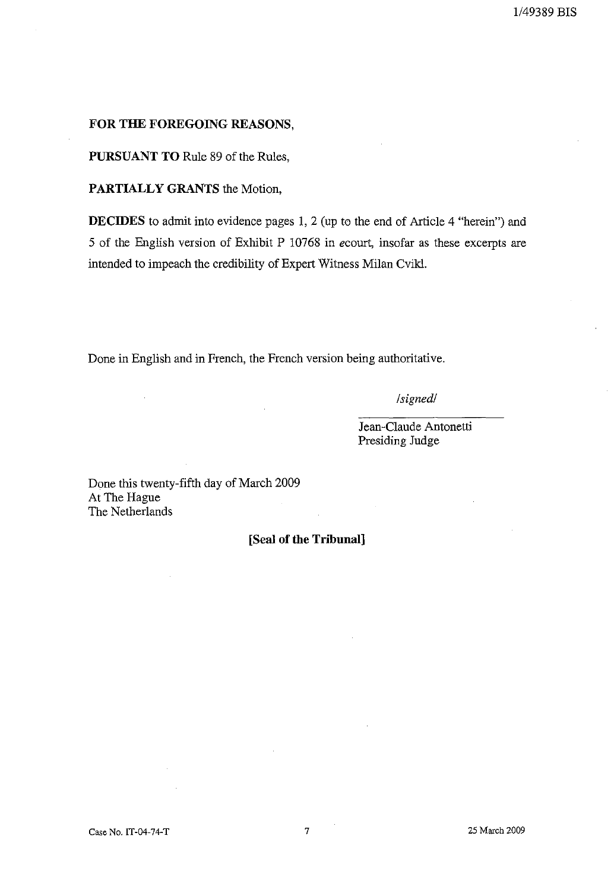**FOR THE FOREGOING REASONS,**

**PURSUANT TO** Rule 89 of the Rules,

**PARTIALLY GRANTS** the Motion,

**DECIDES** to admit into evidence pages 1, 2 (up to the end of Article 4 "herein") and 5 of the English version of Exhibit P 10768 in *e*court, insofar as these excerpts are intended to impeach the credibility of Expert Witness Milan Cvikl.

Done in English and in French, the French version being authoritative.

*/signed/*

Jean-Claude Antonetti
Presiding Judge

Done this twenty-fifth day of March 2009
At The Hague
The Netherlands

**[Seal of the Tribunal]**